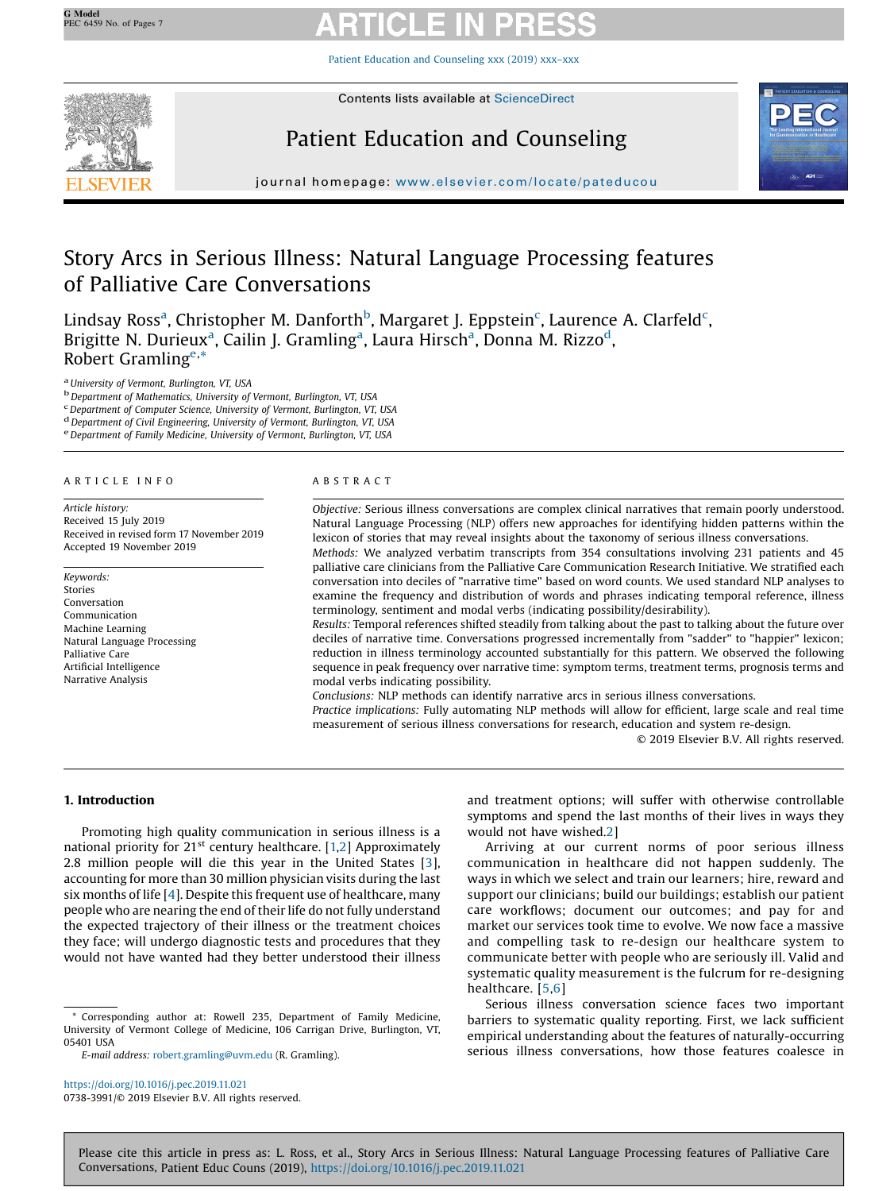# Story Arcs in Serious Illness: Natural Language Processing features of Palliative Care Conversations

Lindsay Ross[a], Christopher M. Danforth[b], Margaret J. Eppstein[c], Laurence A. Clarfeld[c], Brigitte N. Durieux[a], Cailin J. Gramling[a], Laura Hirsch[a], Donna M. Rizzo[d], Robert Gramling[e,*]

[a] University of Vermont, Burlington, VT, USA
[b] Department of Mathematics, University of Vermont, Burlington, VT, USA
[c] Department of Computer Science, University of Vermont, Burlington, VT, USA
[d] Department of Civil Engineering, University of Vermont, Burlington, VT, USA
[e] Department of Family Medicine, University of Vermont, Burlington, VT, USA

**ARTICLE INFO**

*Article history:*
Received 15 July 2019
Received in revised form 17 November 2019
Accepted 19 November 2019

*Keywords:*
Stories
Conversation
Communication
Machine Learning
Natural Language Processing
Palliative Care
Artificial Intelligence
Narrative Analysis

**ABSTRACT**

*Objective:* Serious illness conversations are complex clinical narratives that remain poorly understood. Natural Language Processing (NLP) offers new approaches for identifying hidden patterns within the lexicon of stories that may reveal insights about the taxonomy of serious illness conversations.

*Methods:* We analyzed verbatim transcripts from 354 consultations involving 231 patients and 45 palliative care clinicians from the Palliative Care Communication Research Initiative. We stratified each conversation into deciles of "narrative time" based on word counts. We used standard NLP analyses to examine the frequency and distribution of words and phrases indicating temporal reference, illness terminology, sentiment and modal verbs (indicating possibility/desirability).

*Results:* Temporal references shifted steadily from talking about the past to talking about the future over deciles of narrative time. Conversations progressed incrementally from "sadder" to "happier" lexicon; reduction in illness terminology accounted substantially for this pattern. We observed the following sequence in peak frequency over narrative time: symptom terms, treatment terms, prognosis terms and modal verbs indicating possibility.

*Conclusions:* NLP methods can identify narrative arcs in serious illness conversations.

*Practice implications:* Fully automating NLP methods will allow for efficient, large scale and real time measurement of serious illness conversations for research, education and system re-design.

© 2019 Elsevier B.V. All rights reserved.

## 1. Introduction

Promoting high quality communication in serious illness is a national priority for 21st century healthcare. [1,2] Approximately 2.8 million people will die this year in the United States [3], accounting for more than 30 million physician visits during the last six months of life [4]. Despite this frequent use of healthcare, many people who are nearing the end of their life do not fully understand the expected trajectory of their illness or the treatment choices they face; will undergo diagnostic tests and procedures that they would not have wanted had they better understood their illness and treatment options; will suffer with otherwise controllable symptoms and spend the last months of their lives in ways they would not have wished.[2]

Arriving at our current norms of poor serious illness communication in healthcare did not happen suddenly. The ways in which we select and train our learners; hire, reward and support our clinicians; build our buildings; establish our patient care workflows; document our outcomes; and pay for and market our services took time to evolve. We now face a massive and compelling task to re-design our healthcare system to communicate better with people who are seriously ill. Valid and systematic quality measurement is the fulcrum for re-designing healthcare. [5,6]

Serious illness conversation science faces two important barriers to systematic quality reporting. First, we lack sufficient empirical understanding about the features of naturally-occurring serious illness conversations, how those features coalesce in

\* Corresponding author at: Rowell 235, Department of Family Medicine, University of Vermont College of Medicine, 106 Carrigan Drive, Burlington, VT, 05401 USA
*E-mail address:* robert.gramling@uvm.edu (R. Gramling).

https://doi.org/10.1016/j.pec.2019.11.021
0738-3991/© 2019 Elsevier B.V. All rights reserved.

Please cite this article in press as: L. Ross, et al., Story Arcs in Serious Illness: Natural Language Processing features of Palliative Care Conversations, Patient Educ Couns (2019), https://doi.org/10.1016/j.pec.2019.11.021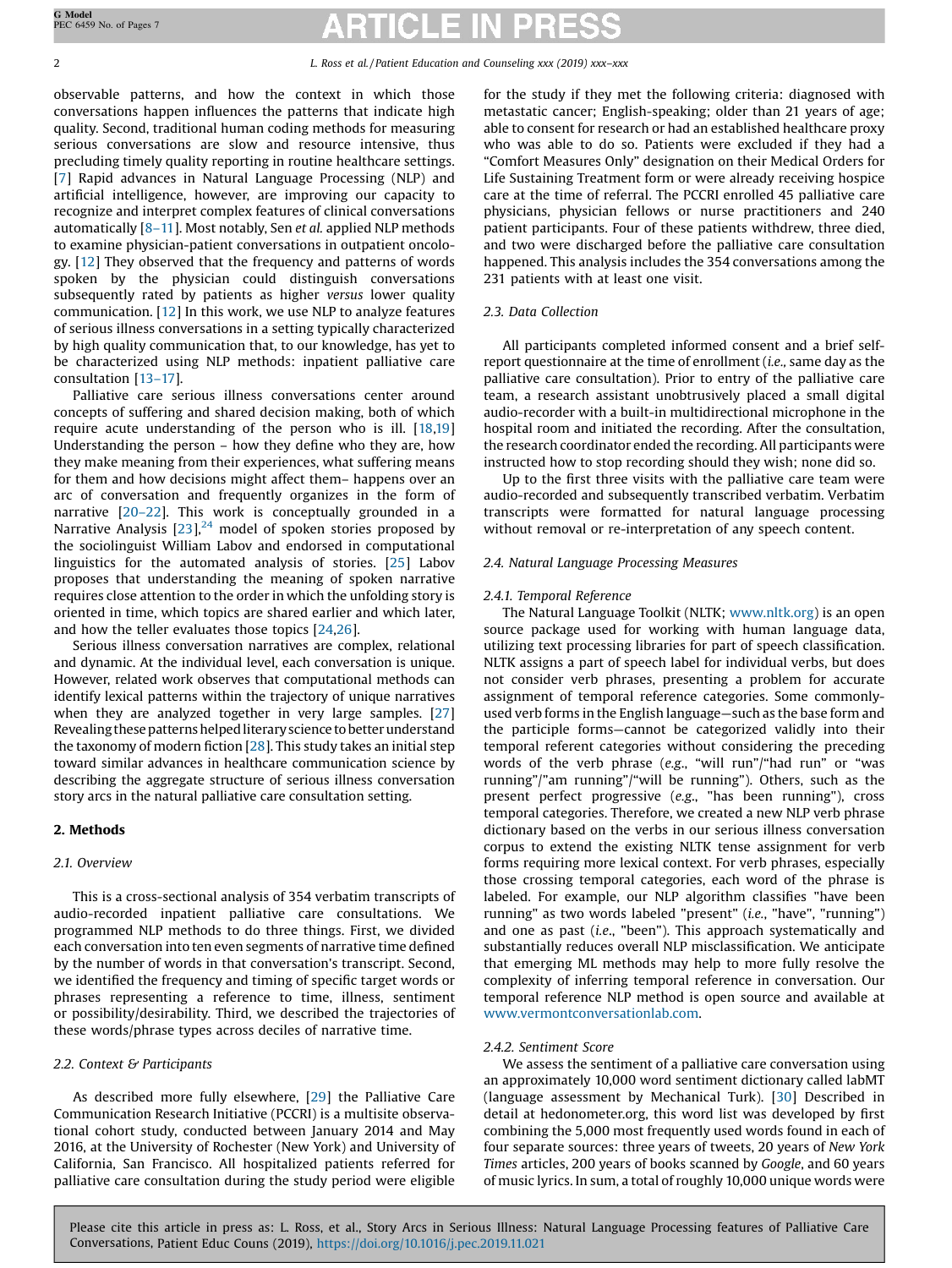observable patterns, and how the context in which those conversations happen influences the patterns that indicate high quality. Second, traditional human coding methods for measuring serious conversations are slow and resource intensive, thus precluding timely quality reporting in routine healthcare settings. [7] Rapid advances in Natural Language Processing (NLP) and artificial intelligence, however, are improving our capacity to recognize and interpret complex features of clinical conversations automatically [8–11]. Most notably, Sen *et al.* applied NLP methods to examine physician-patient conversations in outpatient oncology. [12] They observed that the frequency and patterns of words spoken by the physician could distinguish conversations subsequently rated by patients as higher *versus* lower quality communication. [12] In this work, we use NLP to analyze features of serious illness conversations in a setting typically characterized by high quality communication that, to our knowledge, has yet to be characterized using NLP methods: inpatient palliative care consultation [13–17].

Palliative care serious illness conversations center around concepts of suffering and shared decision making, both of which require acute understanding of the person who is ill. [18,19] Understanding the person – how they define who they are, how they make meaning from their experiences, what suffering means for them and how decisions might affect them– happens over an arc of conversation and frequently organizes in the form of narrative [20–22]. This work is conceptually grounded in a Narrative Analysis [23],[24] model of spoken stories proposed by the sociolinguist William Labov and endorsed in computational linguistics for the automated analysis of stories. [25] Labov proposes that understanding the meaning of spoken narrative requires close attention to the order in which the unfolding story is oriented in time, which topics are shared earlier and which later, and how the teller evaluates those topics [24,26].

Serious illness conversation narratives are complex, relational and dynamic. At the individual level, each conversation is unique. However, related work observes that computational methods can identify lexical patterns within the trajectory of unique narratives when they are analyzed together in very large samples. [27] Revealing these patterns helped literary science to better understand the taxonomy of modern fiction [28]. This study takes an initial step toward similar advances in healthcare communication science by describing the aggregate structure of serious illness conversation story arcs in the natural palliative care consultation setting.

## 2. Methods

### 2.1. Overview

This is a cross-sectional analysis of 354 verbatim transcripts of audio-recorded inpatient palliative care consultations. We programmed NLP methods to do three things. First, we divided each conversation into ten even segments of narrative time defined by the number of words in that conversation's transcript. Second, we identified the frequency and timing of specific target words or phrases representing a reference to time, illness, sentiment or possibility/desirability. Third, we described the trajectories of these words/phrase types across deciles of narrative time.

### 2.2. Context & Participants

As described more fully elsewhere, [29] the Palliative Care Communication Research Initiative (PCCRI) is a multisite observational cohort study, conducted between January 2014 and May 2016, at the University of Rochester (New York) and University of California, San Francisco. All hospitalized patients referred for palliative care consultation during the study period were eligible for the study if they met the following criteria: diagnosed with metastatic cancer; English-speaking; older than 21 years of age; able to consent for research or had an established healthcare proxy who was able to do so. Patients were excluded if they had a "Comfort Measures Only" designation on their Medical Orders for Life Sustaining Treatment form or were already receiving hospice care at the time of referral. The PCCRI enrolled 45 palliative care physicians, physician fellows or nurse practitioners and 240 patient participants. Four of these patients withdrew, three died, and two were discharged before the palliative care consultation happened. This analysis includes the 354 conversations among the 231 patients with at least one visit.

### 2.3. Data Collection

All participants completed informed consent and a brief self-report questionnaire at the time of enrollment (*i.e.,* same day as the palliative care consultation). Prior to entry of the palliative care team, a research assistant unobtrusively placed a small digital audio-recorder with a built-in multidirectional microphone in the hospital room and initiated the recording. After the consultation, the research coordinator ended the recording. All participants were instructed how to stop recording should they wish; none did so.

Up to the first three visits with the palliative care team were audio-recorded and subsequently transcribed verbatim. Verbatim transcripts were formatted for natural language processing without removal or re-interpretation of any speech content.

### 2.4. Natural Language Processing Measures

#### 2.4.1. Temporal Reference

The Natural Language Toolkit (NLTK; www.nltk.org) is an open source package used for working with human language data, utilizing text processing libraries for part of speech classification. NLTK assigns a part of speech label for individual verbs, but does not consider verb phrases, presenting a problem for accurate assignment of temporal reference categories. Some commonly-used verb forms in the English language—such as the base form and the participle forms—cannot be categorized validly into their temporal referent categories without considering the preceding words of the verb phrase (*e.g.*, "will run"/"had run" or "was running"/"am running"/"will be running"). Others, such as the present perfect progressive (*e.g.*, "has been running"), cross temporal categories. Therefore, we created a new NLP verb phrase dictionary based on the verbs in our serious illness conversation corpus to extend the existing NLTK tense assignment for verb forms requiring more lexical context. For verb phrases, especially those crossing temporal categories, each word of the phrase is labeled. For example, our NLP algorithm classifies "have been running" as two words labeled "present" (*i.e.*, "have", "running") and one as past (*i.e.*, "been"). This approach systematically and substantially reduces overall NLP misclassification. We anticipate that emerging ML methods may help to more fully resolve the complexity of inferring temporal reference in conversation. Our temporal reference NLP method is open source and available at www.vermontconversationlab.com.

#### 2.4.2. Sentiment Score

We assess the sentiment of a palliative care conversation using an approximately 10,000 word sentiment dictionary called labMT (language assessment by Mechanical Turk). [30] Described in detail at hedonometer.org, this word list was developed by first combining the 5,000 most frequently used words found in each of four separate sources: three years of tweets, 20 years of *New York Times* articles, 200 years of books scanned by *Google*, and 60 years of music lyrics. In sum, a total of roughly 10,000 unique words were

Please cite this article in press as: L. Ross, et al., Story Arcs in Serious Illness: Natural Language Processing features of Palliative Care Conversations, Patient Educ Couns (2019), https://doi.org/10.1016/j.pec.2019.11.021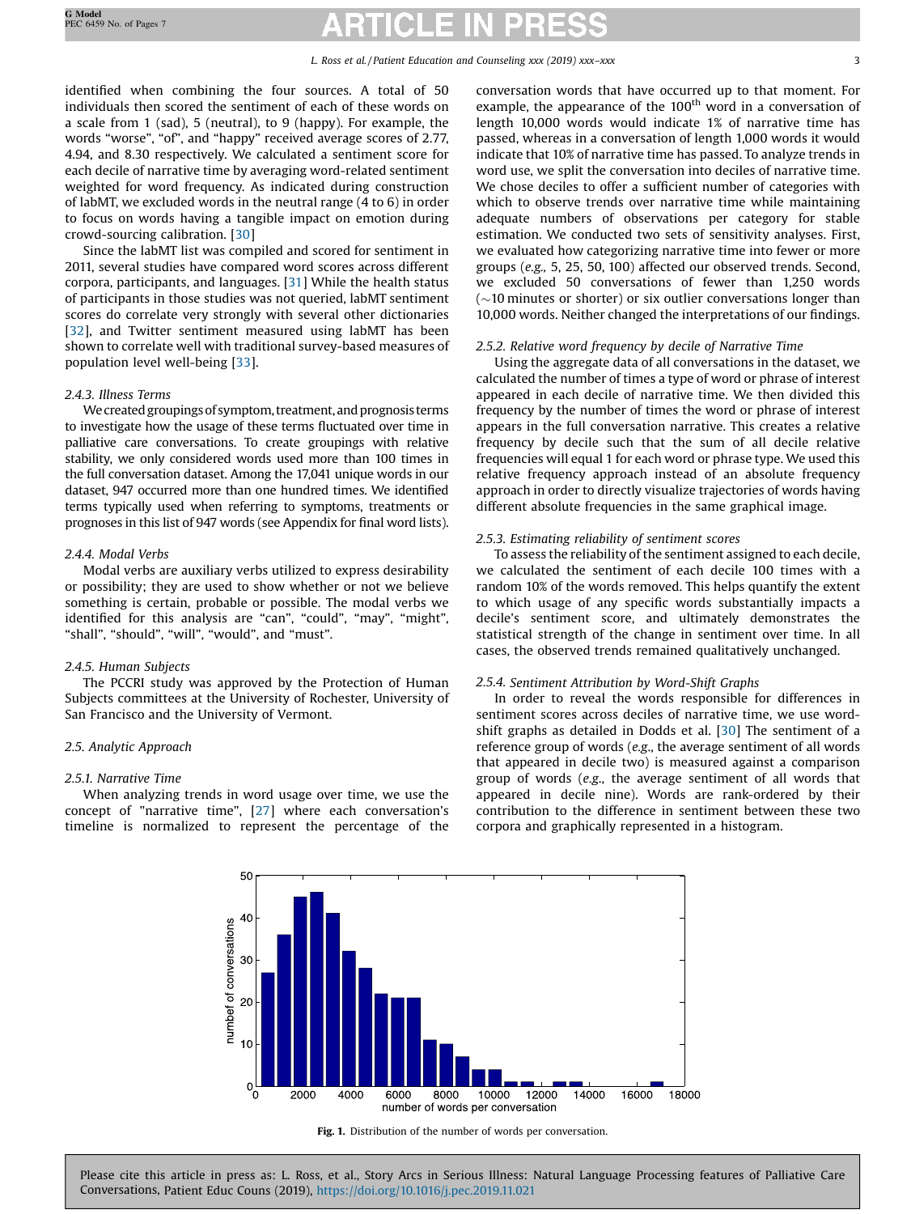identified when combining the four sources. A total of 50 individuals then scored the sentiment of each of these words on a scale from 1 (sad), 5 (neutral), to 9 (happy). For example, the words "worse", "of", and "happy" received average scores of 2.77, 4.94, and 8.30 respectively. We calculated a sentiment score for each decile of narrative time by averaging word-related sentiment weighted for word frequency. As indicated during construction of labMT, we excluded words in the neutral range (4 to 6) in order to focus on words having a tangible impact on emotion during crowd-sourcing calibration. [30]

Since the labMT list was compiled and scored for sentiment in 2011, several studies have compared word scores across different corpora, participants, and languages. [31] While the health status of participants in those studies was not queried, labMT sentiment scores do correlate very strongly with several other dictionaries [32], and Twitter sentiment measured using labMT has been shown to correlate well with traditional survey-based measures of population level well-being [33].

### 2.4.3. Illness Terms

We created groupings of symptom, treatment, and prognosis terms to investigate how the usage of these terms fluctuated over time in palliative care conversations. To create groupings with relative stability, we only considered words used more than 100 times in the full conversation dataset. Among the 17,041 unique words in our dataset, 947 occurred more than one hundred times. We identified terms typically used when referring to symptoms, treatments or prognoses in this list of 947 words (see Appendix for final word lists).

### 2.4.4. Modal Verbs

Modal verbs are auxiliary verbs utilized to express desirability or possibility; they are used to show whether or not we believe something is certain, probable or possible. The modal verbs we identified for this analysis are "can", "could", "may", "might", "shall", "should", "will", "would", and "must".

### 2.4.5. Human Subjects

The PCCRI study was approved by the Protection of Human Subjects committees at the University of Rochester, University of San Francisco and the University of Vermont.

## 2.5. Analytic Approach

### 2.5.1. Narrative Time

When analyzing trends in word usage over time, we use the concept of "narrative time", [27] where each conversation's timeline is normalized to represent the percentage of the conversation words that have occurred up to that moment. For example, the appearance of the 100th word in a conversation of length 10,000 words would indicate 1% of narrative time has passed, whereas in a conversation of length 1,000 words it would indicate that 10% of narrative time has passed. To analyze trends in word use, we split the conversation into deciles of narrative time. We chose deciles to offer a sufficient number of categories with which to observe trends over narrative time while maintaining adequate numbers of observations per category for stable estimation. We conducted two sets of sensitivity analyses. First, we evaluated how categorizing narrative time into fewer or more groups (*e.g.,* 5, 25, 50, 100) affected our observed trends. Second, we excluded 50 conversations of fewer than 1,250 words (~10 minutes or shorter) or six outlier conversations longer than 10,000 words. Neither changed the interpretations of our findings.

### 2.5.2. Relative word frequency by decile of Narrative Time

Using the aggregate data of all conversations in the dataset, we calculated the number of times a type of word or phrase of interest appeared in each decile of narrative time. We then divided this frequency by the number of times the word or phrase of interest appears in the full conversation narrative. This creates a relative frequency by decile such that the sum of all decile relative frequencies will equal 1 for each word or phrase type. We used this relative frequency approach instead of an absolute frequency approach in order to directly visualize trajectories of words having different absolute frequencies in the same graphical image.

### 2.5.3. Estimating reliability of sentiment scores

To assess the reliability of the sentiment assigned to each decile, we calculated the sentiment of each decile 100 times with a random 10% of the words removed. This helps quantify the extent to which usage of any specific words substantially impacts a decile's sentiment score, and ultimately demonstrates the statistical strength of the change in sentiment over time. In all cases, the observed trends remained qualitatively unchanged.

### 2.5.4. Sentiment Attribution by Word-Shift Graphs

In order to reveal the words responsible for differences in sentiment scores across deciles of narrative time, we use word-shift graphs as detailed in Dodds et al. [30] The sentiment of a reference group of words (*e.g.,* the average sentiment of all words that appeared in decile two) is measured against a comparison group of words (*e.g.,* the average sentiment of all words that appeared in decile nine). Words are rank-ordered by their contribution to the difference in sentiment between these two corpora and graphically represented in a histogram.

**Fig. 1.** Distribution of the number of words per conversation.

Please cite this article in press as: L. Ross, et al., Story Arcs in Serious Illness: Natural Language Processing features of Palliative Care Conversations, Patient Educ Couns (2019), https://doi.org/10.1016/j.pec.2019.11.021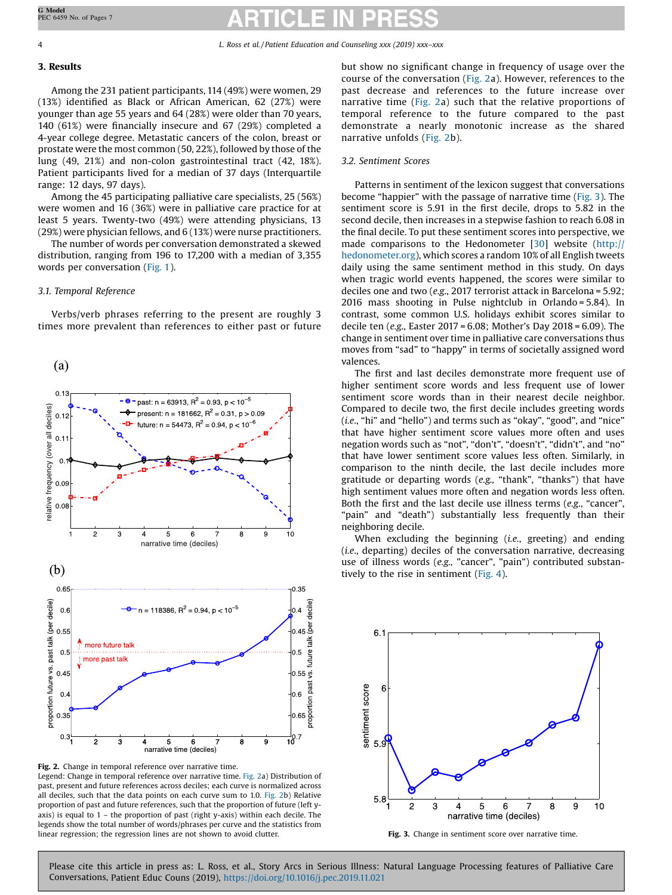## 3. Results

Among the 231 patient participants, 114 (49%) were women, 29 (13%) identified as Black or African American, 62 (27%) were younger than age 55 years and 64 (28%) were older than 70 years, 140 (61%) were financially insecure and 67 (29%) completed a 4-year college degree. Metastatic cancers of the colon, breast or prostate were the most common (50, 22%), followed by those of the lung (49, 21%) and non-colon gastrointestinal tract (42, 18%). Patient participants lived for a median of 37 days (Interquartile range: 12 days, 97 days).

Among the 45 participating palliative care specialists, 25 (56%) were women and 16 (36%) were in palliative care practice for at least 5 years. Twenty-two (49%) were attending physicians, 13 (29%) were physician fellows, and 6 (13%) were nurse practitioners.

The number of words per conversation demonstrated a skewed distribution, ranging from 196 to 17,200 with a median of 3,355 words per conversation (Fig. 1).

### 3.1. Temporal Reference

Verbs/verb phrases referring to the present are roughly 3 times more prevalent than references to either past or future but show no significant change in frequency of usage over the course of the conversation (Fig. 2a). However, references to the past decrease and references to the future increase over narrative time (Fig. 2a) such that the relative proportions of temporal reference to the future compared to the past demonstrate a nearly monotonic increase as the shared narrative unfolds (Fig. 2b).

**Fig. 2.** Change in temporal reference over narrative time.
Legend: Change in temporal reference over narrative time. Fig. 2a) Distribution of past, present and future references across deciles; each curve is normalized across all deciles, such that the data points on each curve sum to 1.0. Fig. 2b) Relative proportion of past and future references, such that the proportion of future (left y-axis) is equal to 1 – the proportion of past (right y-axis) within each decile. The legends show the total number of words/phrases per curve and the statistics from linear regression; the regression lines are not shown to avoid clutter.

### 3.2. Sentiment Scores

Patterns in sentiment of the lexicon suggest that conversations become "happier" with the passage of narrative time (Fig. 3). The sentiment score is 5.91 in the first decile, drops to 5.82 in the second decile, then increases in a stepwise fashion to reach 6.08 in the final decile. To put these sentiment scores into perspective, we made comparisons to the Hedonometer [30] website (http://hedonometer.org), which scores a random 10% of all English tweets daily using the same sentiment method in this study. On days when tragic world events happened, the scores were similar to deciles one and two (*e.g.*, 2017 terrorist attack in Barcelona = 5.92; 2016 mass shooting in Pulse nightclub in Orlando = 5.84). In contrast, some common U.S. holidays exhibit scores similar to decile ten (*e.g.*, Easter 2017 = 6.08; Mother's Day 2018 = 6.09). The change in sentiment over time in palliative care conversations thus moves from "sad" to "happy" in terms of societally assigned word valences.

The first and last deciles demonstrate more frequent use of higher sentiment score words and less frequent use of lower sentiment score words than in their nearest decile neighbor. Compared to decile two, the first decile includes greeting words (*i.e.*, "hi" and "hello") and terms such as "okay", "good", and "nice" that have higher sentiment score values more often and uses negation words such as "not", "don't", "doesn't", "didn't", and "no" that have lower sentiment score values less often. Similarly, in comparison to the ninth decile, the last decile includes more gratitude or departing words (*e.g.*, "thank", "thanks") that have high sentiment values more often and negation words less often. Both the first and the last decile use illness terms (*e.g.*, "cancer", "pain" and "death") substantially less frequently than their neighboring decile.

When excluding the beginning (*i.e.*, greeting) and ending (*i.e.*, departing) deciles of the conversation narrative, decreasing use of illness words (*e.g.*, "cancer", "pain") contributed substantively to the rise in sentiment (Fig. 4).

**Fig. 3.** Change in sentiment score over narrative time.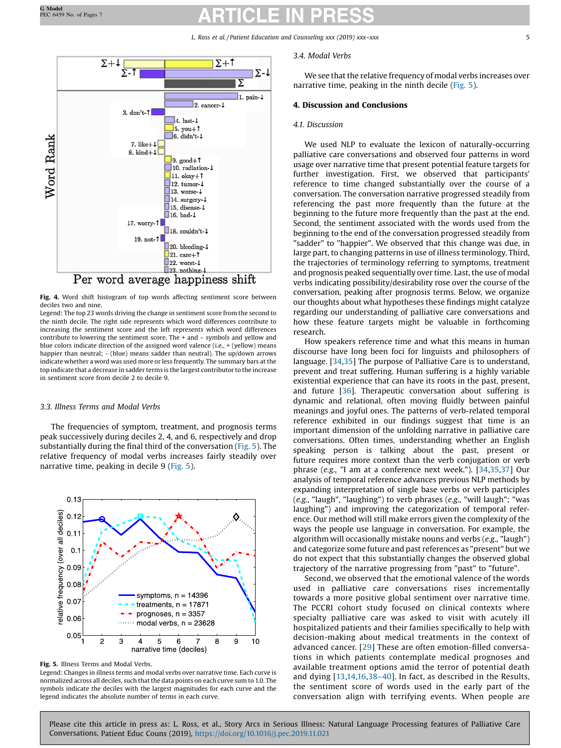Fig. 4. Word shift histogram of top words affecting sentiment score between deciles two and nine.

Legend: The top 23 words driving the change in sentiment score from the second to the ninth decile. The right side represents which word differences contribute to increasing the sentiment score and the left represents which word differences contribute to lowering the sentiment score. The + and – symbols and yellow and blue colors indicate direction of the assigned word valence (i.e., + (yellow) means happier than neutral; - (blue) means sadder than neutral). The up/down arrows indicate whether a word was used more or less frequently. The summary bars at the top indicate that a decrease in sadder terms is the largest contributor to the increase in sentiment score from decile 2 to decile 9.

### 3.3. Illness Terms and Modal Verbs

The frequencies of symptom, treatment, and prognosis terms peak successively during deciles 2, 4, and 6, respectively and drop substantially during the final third of the conversation (Fig. 5). The relative frequency of modal verbs increases fairly steadily over narrative time, peaking in decile 9 (Fig. 5).

Fig. 5. Illness Terms and Modal Verbs.

Legend: Changes in illness terms and modal verbs over narrative time. Each curve is normalized across all deciles, such that the data points on each curve sum to 1.0. The symbols indicate the deciles with the largest magnitudes for each curve and the legend indicates the absolute number of terms in each curve.

### 3.4. Modal Verbs

We see that the relative frequency of modal verbs increases over narrative time, peaking in the ninth decile (Fig. 5).

## 4. Discussion and Conclusions

### 4.1. Discussion

We used NLP to evaluate the lexicon of naturally-occurring palliative care conversations and observed four patterns in word usage over narrative time that present potential feature targets for further investigation. First, we observed that participants' reference to time changed substantially over the course of a conversation. The conversation narrative progressed steadily from referencing the past more frequently than the future at the beginning to the future more frequently than the past at the end. Second, the sentiment associated with the words used from the beginning to the end of the conversation progressed steadily from "sadder" to "happier". We observed that this change was due, in large part, to changing patterns in use of illness terminology. Third, the trajectories of terminology referring to symptoms, treatment and prognosis peaked sequentially over time. Last, the use of modal verbs indicating possibility/desirability rose over the course of the conversation, peaking after prognosis terms. Below, we organize our thoughts about what hypotheses these findings might catalyze regarding our understanding of palliative care conversations and how these feature targets might be valuable in forthcoming research.

How speakers reference time and what this means in human discourse have long been foci for linguists and philosophers of language. [34,35] The purpose of Palliative Care is to understand, prevent and treat suffering. Human suffering is a highly variable existential experience that can have its roots in the past, present, and future [36]. Therapeutic conversation about suffering is dynamic and relational, often moving fluidly between painful meanings and joyful ones. The patterns of verb-related temporal reference exhibited in our findings suggest that time is an important dimension of the unfolding narrative in palliative care conversations. Often times, understanding whether an English speaking person is talking about the past, present or future requires more context than the verb conjugation or verb phrase (*e.g.*, "I am at a conference next week."). [34,35,37] Our analysis of temporal reference advances previous NLP methods by expanding interpretation of single base verbs or verb participles (*e.g.*, "laugh", "laughing") to verb phrases (*e.g.*, "will laugh"; "was laughing") and improving the categorization of temporal reference. Our method will still make errors given the complexity of the ways the people use language in conversation. For example, the algorithm will occasionally mistake nouns and verbs (*e.g.*, "laugh") and categorize some future and past references as "present" but we do not expect that this substantially changes the observed global trajectory of the narrative progressing from "past" to "future".

Second, we observed that the emotional valence of the words used in palliative care conversations rises incrementally towards a more positive global sentiment over narrative time. The PCCRI cohort study focused on clinical contexts where specialty palliative care was asked to visit with acutely ill hospitalized patients and their families specifically to help with decision-making about medical treatments in the context of advanced cancer. [29] These are often emotion-filled conversations in which patients contemplate medical prognoses and available treatment options amid the terror of potential death and dying [13,14,16,38–40]. In fact, as described in the Results, the sentiment score of words used in the early part of the conversation align with terrifying events. When people are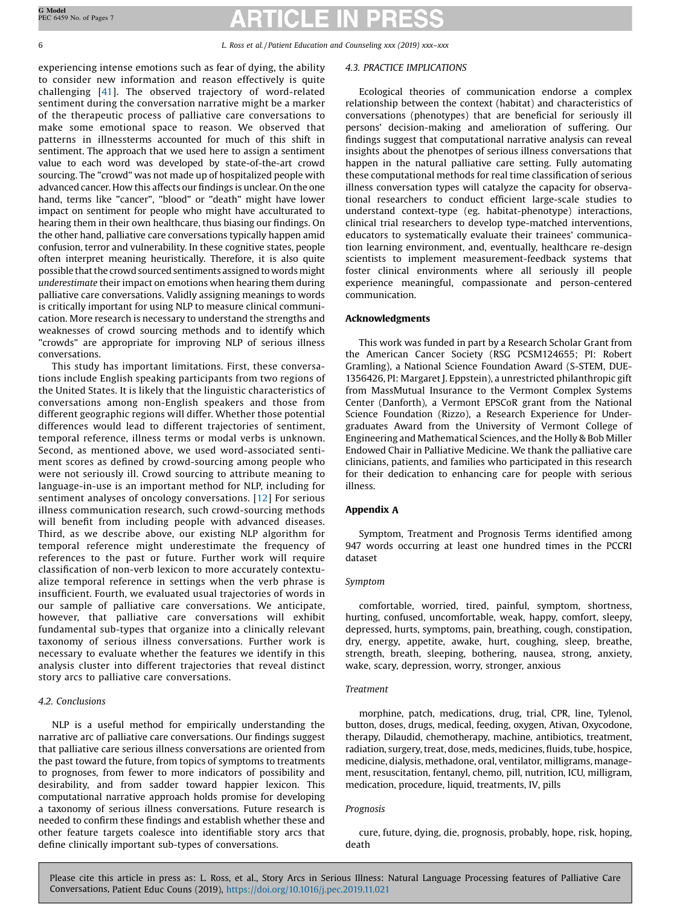experiencing intense emotions such as fear of dying, the ability to consider new information and reason effectively is quite challenging [41]. The observed trajectory of word-related sentiment during the conversation narrative might be a marker of the therapeutic process of palliative care conversations to make some emotional space to reason. We observed that patterns in illnessterms accounted for much of this shift in sentiment. The approach that we used here to assign a sentiment value to each word was developed by state-of-the-art crowd sourcing. The "crowd" was not made up of hospitalized people with advanced cancer. How this affects our findings is unclear. On the one hand, terms like "cancer", "blood" or "death" might have lower impact on sentiment for people who might have acculturated to hearing them in their own healthcare, thus biasing our findings. On the other hand, palliative care conversations typically happen amid confusion, terror and vulnerability. In these cognitive states, people often interpret meaning heuristically. Therefore, it is also quite possible that the crowd sourced sentiments assigned to words might *underestimate* their impact on emotions when hearing them during palliative care conversations. Validly assigning meanings to words is critically important for using NLP to measure clinical communication. More research is necessary to understand the strengths and weaknesses of crowd sourcing methods and to identify which "crowds" are appropriate for improving NLP of serious illness conversations.

This study has important limitations. First, these conversations include English speaking participants from two regions of the United States. It is likely that the linguistic characteristics of conversations among non-English speakers and those from different geographic regions will differ. Whether those potential differences would lead to different trajectories of sentiment, temporal reference, illness terms or modal verbs is unknown. Second, as mentioned above, we used word-associated sentiment scores as defined by crowd-sourcing among people who were not seriously ill. Crowd sourcing to attribute meaning to language-in-use is an important method for NLP, including for sentiment analyses of oncology conversations. [12] For serious illness communication research, such crowd-sourcing methods will benefit from including people with advanced diseases. Third, as we describe above, our existing NLP algorithm for temporal reference might underestimate the frequency of references to the past or future. Further work will require classification of non-verb lexicon to more accurately contextualize temporal reference in settings when the verb phrase is insufficient. Fourth, we evaluated usual trajectories of words in our sample of palliative care conversations. We anticipate, however, that palliative care conversations will exhibit fundamental sub-types that organize into a clinically relevant taxonomy of serious illness conversations. Further work is necessary to evaluate whether the features we identify in this analysis cluster into different trajectories that reveal distinct story arcs to palliative care conversations.

### 4.2. Conclusions

NLP is a useful method for empirically understanding the narrative arc of palliative care conversations. Our findings suggest that palliative care serious illness conversations are oriented from the past toward the future, from topics of symptoms to treatments to prognoses, from fewer to more indicators of possibility and desirability, and from sadder toward happier lexicon. This computational narrative approach holds promise for developing a taxonomy of serious illness conversations. Future research is needed to confirm these findings and establish whether these and other feature targets coalesce into identifiable story arcs that define clinically important sub-types of conversations.

### 4.3. PRACTICE IMPLICATIONS

Ecological theories of communication endorse a complex relationship between the context (habitat) and characteristics of conversations (phenotypes) that are beneficial for seriously ill persons' decision-making and amelioration of suffering. Our findings suggest that computational narrative analysis can reveal insights about the phenotpes of serious illness conversations that happen in the natural palliative care setting. Fully automating these computational methods for real time classification of serious illness conversation types will catalyze the capacity for observational researchers to conduct efficient large-scale studies to understand context-type (eg. habitat-phenotype) interactions, clinical trial researchers to develop type-matched interventions, educators to systematically evaluate their trainees' communication learning environment, and, eventually, healthcare re-design scientists to implement measurement-feedback systems that foster clinical environments where all seriously ill people experience meaningful, compassionate and person-centered communication.

## Acknowledgments

This work was funded in part by a Research Scholar Grant from the American Cancer Society (RSG PCSM124655; PI: Robert Gramling), a National Science Foundation Award (S-STEM, DUE-1356426, PI: Margaret J. Eppstein), a unrestricted philanthropic gift from MassMutual Insurance to the Vermont Complex Systems Center (Danforth), a Vermont EPSCoR grant from the National Science Foundation (Rizzo), a Research Experience for Undergraduates Award from the University of Vermont College of Engineering and Mathematical Sciences, and the Holly & Bob Miller Endowed Chair in Palliative Medicine. We thank the palliative care clinicians, patients, and families who participated in this research for their dedication to enhancing care for people with serious illness.

## Appendix A

Symptom, Treatment and Prognosis Terms identified among 947 words occurring at least one hundred times in the PCCRI dataset

### *Symptom*

comfortable, worried, tired, painful, symptom, shortness, hurting, confused, uncomfortable, weak, happy, comfort, sleepy, depressed, hurts, symptoms, pain, breathing, cough, constipation, dry, energy, appetite, awake, hurt, coughing, sleep, breathe, strength, breath, sleeping, bothering, nausea, strong, anxiety, wake, scary, depression, worry, stronger, anxious

### *Treatment*

morphine, patch, medications, drug, trial, CPR, line, Tylenol, button, doses, drugs, medical, feeding, oxygen, Ativan, Oxycodone, therapy, Dilaudid, chemotherapy, machine, antibiotics, treatment, radiation, surgery, treat, dose, meds, medicines, fluids, tube, hospice, medicine, dialysis, methadone, oral, ventilator, milligrams, management, resuscitation, fentanyl, chemo, pill, nutrition, ICU, milligram, medication, procedure, liquid, treatments, IV, pills

### *Prognosis*

cure, future, dying, die, prognosis, probably, hope, risk, hoping, death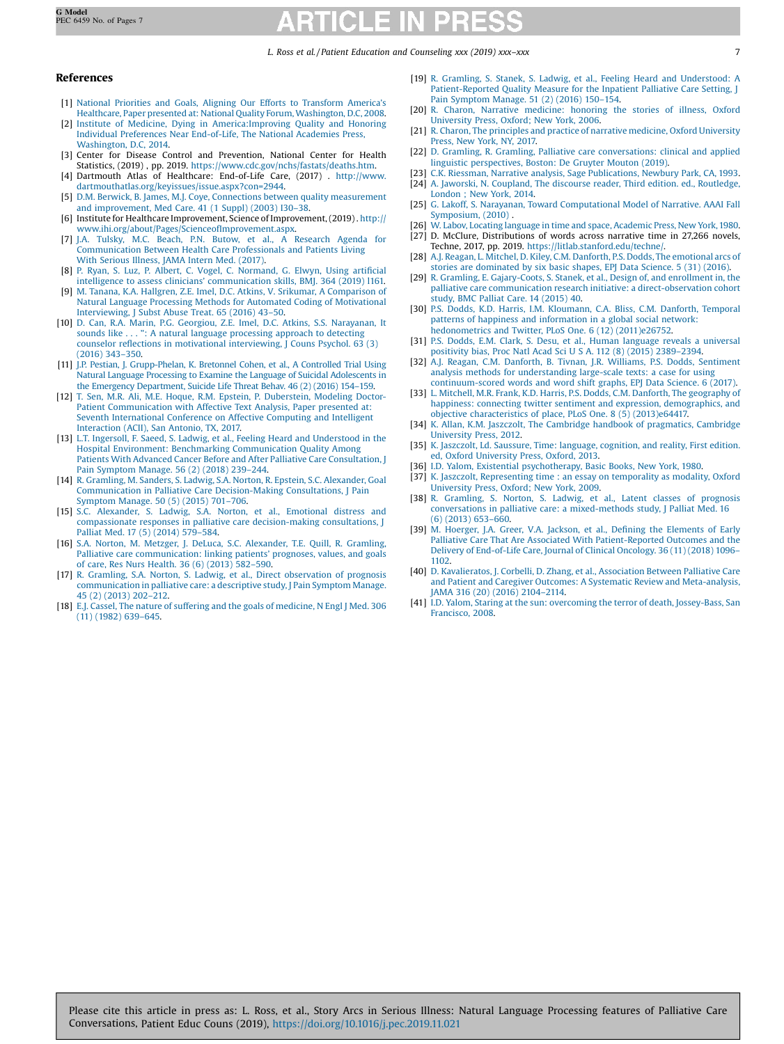## References

[1] National Priorities and Goals, Aligning Our Efforts to Transform America's Healthcare, Paper presented at: National Quality Forum, Washington, D.C, 2008.

[2] Institute of Medicine, Dying in America:Improving Quality and Honoring Individual Preferences Near End-of-Life, The National Academies Press, Washington, D.C, 2014.

[3] Center for Disease Control and Prevention, National Center for Health Statistics, (2019) , pp. 2019. https://www.cdc.gov/nchs/fastats/deaths.htm.

[4] Dartmouth Atlas of Healthcare: End-of-Life Care, (2017) . http://www.dartmouthatlas.org/keyissues/issue.aspx?con=2944.

[5] D.M. Berwick, B. James, M.J. Coye, Connections between quality measurement and improvement, Med Care. 41 (1 Suppl) (2003) 130–38.

[6] Institute for Healthcare Improvement, Science of Improvement, (2019) . http://www.ihi.org/about/Pages/ScienceofImprovement.aspx.

[7] J.A. Tulsky, M.C. Beach, P.N. Butow, et al., A Research Agenda for Communication Between Health Care Professionals and Patients Living With Serious Illness, JAMA Intern Med. (2017).

[8] P. Ryan, S. Luz, P. Albert, C. Vogel, C. Normand, G. Elwyn, Using artificial intelligence to assess clinicians' communication skills, BMJ. 364 (2019) l161.

[9] M. Tanana, K.A. Hallgren, Z.E. Imel, D.C. Atkins, V. Srikumar, A Comparison of Natural Language Processing Methods for Automated Coding of Motivational Interviewing, J Subst Abuse Treat. 65 (2016) 43–50.

[10] D. Can, R.A. Marin, P.G. Georgiou, Z.E. Imel, D.C. Atkins, S.S. Narayanan, It sounds like . . . ": A natural language processing approach to detecting counselor reflections in motivational interviewing, J Couns Psychol. 63 (3) (2016) 343–350.

[11] J.P. Pestian, J. Grupp-Phelan, K. Bretonnel Cohen, et al., A Controlled Trial Using Natural Language Processing to Examine the Language of Suicidal Adolescents in the Emergency Department, Suicide Life Threat Behav. 46 (2) (2016) 154–159.

[12] T. Sen, M.R. Ali, M.E. Hoque, R.M. Epstein, P. Duberstein, Modeling Doctor-Patient Communication with Affective Text Analysis, Paper presented at: Seventh International Conference on Affective Computing and Intelligent Interaction (ACII), San Antonio, TX, 2017.

[13] L.T. Ingersoll, F. Saeed, S. Ladwig, et al., Feeling Heard and Understood in the Hospital Environment: Benchmarking Communication Quality Among Patients With Advanced Cancer Before and After Palliative Care Consultation, J Pain Symptom Manage. 56 (2) (2018) 239–244.

[14] R. Gramling, M. Sanders, S. Ladwig, S.A. Norton, R. Epstein, S.C. Alexander, Goal Communication in Palliative Care Decision-Making Consultations, J Pain Symptom Manage. 50 (5) (2015) 701–706.

[15] S.C. Alexander, S. Ladwig, S.A. Norton, et al., Emotional distress and compassionate responses in palliative care decision-making consultations, J Palliat Med. 17 (5) (2014) 579–584.

[16] S.A. Norton, M. Metzger, J. DeLuca, S.C. Alexander, T.E. Quill, R. Gramling, Palliative care communication: linking patients' prognoses, values, and goals of care, Res Nurs Health. 36 (6) (2013) 582–590.

[17] R. Gramling, S.A. Norton, S. Ladwig, et al., Direct observation of prognosis communication in palliative care: a descriptive study, J Pain Symptom Manage. 45 (2) (2013) 202–212.

[18] E.J. Cassel, The nature of suffering and the goals of medicine, N Engl J Med. 306 (11) (1982) 639–645.

[19] R. Gramling, S. Stanek, S. Ladwig, et al., Feeling Heard and Understood: A Patient-Reported Quality Measure for the Inpatient Palliative Care Setting, J Pain Symptom Manage. 51 (2) (2016) 150–154.

[20] R. Charon, Narrative medicine: honoring the stories of illness, Oxford University Press, Oxford; New York, 2006.

[21] R. Charon, The principles and practice of narrative medicine, Oxford University Press, New York, NY, 2017.

[22] D. Gramling, R. Gramling, Palliative care conversations: clinical and applied linguistic perspectives, Boston: De Gruyter Mouton (2019).

[23] C.K. Riessman, Narrative analysis, Sage Publications, Newbury Park, CA, 1993.

[24] A. Jaworski, N. Coupland, The discourse reader, Third edition. ed., Routledge, London ; New York, 2014.

[25] G. Lakoff, S. Narayanan, Toward Computational Model of Narrative. AAAI Fall Symposium, (2010) .

[26] W. Labov, Locating language in time and space, Academic Press, New York, 1980.

[27] D. McClure, Distributions of words across narrative time in 27,266 novels, Techne, 2017, pp. 2019. https://litlab.stanford.edu/techne/.

[28] A.J. Reagan, L. Mitchel, D. Kiley, C.M. Danforth, P.S. Dodds, The emotional arcs of stories are dominated by six basic shapes, EPJ Data Science. 5 (31) (2016).

[29] R. Gramling, E. Gajary-Coots, S. Stanek, et al., Design of, and enrollment in, the palliative care communication research initiative: a direct-observation cohort study, BMC Palliat Care. 14 (2015) 40.

[30] P.S. Dodds, K.D. Harris, I.M. Kloumann, C.A. Bliss, C.M. Danforth, Temporal patterns of happiness and information in a global social network: hedonometrics and Twitter, PLoS One. 6 (12) (2011)e26752.

[31] P.S. Dodds, E.M. Clark, S. Desu, et al., Human language reveals a universal positivity bias, Proc Natl Acad Sci U S A. 112 (8) (2015) 2389–2394.

[32] A.J. Reagan, C.M. Danforth, B. Tivnan, J.R. Williams, P.S. Dodds, Sentiment analysis methods for understanding large-scale texts: a case for using continuum-scored words and word shift graphs, EPJ Data Science. 6 (2017).

[33] L. Mitchell, M.R. Frank, K.D. Harris, P.S. Dodds, C.M. Danforth, The geography of happiness: connecting twitter sentiment and expression, demographics, and objective characteristics of place, PLoS One. 8 (5) (2013)e64417.

[34] K. Allan, K.M. Jaszczolt, The Cambridge handbook of pragmatics, Cambridge University Press, 2012.

[35] K. Jaszczolt, Ld. Saussure, Time: language, cognition, and reality, First edition. ed, Oxford University Press, Oxford, 2013.

[36] I.D. Yalom, Existential psychotherapy, Basic Books, New York, 1980.

[37] K. Jaszczolt, Representing time : an essay on temporality as modality, Oxford University Press, Oxford; New York, 2009.

[38] R. Gramling, S. Norton, S. Ladwig, et al., Latent classes of prognosis conversations in palliative care: a mixed-methods study, J Palliat Med. 16 (6) (2013) 653–660.

[39] M. Hoerger, J.A. Greer, V.A. Jackson, et al., Defining the Elements of Early Palliative Care That Are Associated With Patient-Reported Outcomes and the Delivery of End-of-Life Care, Journal of Clinical Oncology. 36 (11) (2018) 1096–1102.

[40] D. Kavalieratos, J. Corbelli, D. Zhang, et al., Association Between Palliative Care and Patient and Caregiver Outcomes: A Systematic Review and Meta-analysis, JAMA 316 (20) (2016) 2104–2114.

[41] I.D. Yalom, Staring at the sun: overcoming the terror of death, Jossey-Bass, San Francisco, 2008.

Please cite this article in press as: L. Ross, et al., Story Arcs in Serious Illness: Natural Language Processing features of Palliative Care Conversations, Patient Educ Couns (2019), https://doi.org/10.1016/j.pec.2019.11.021